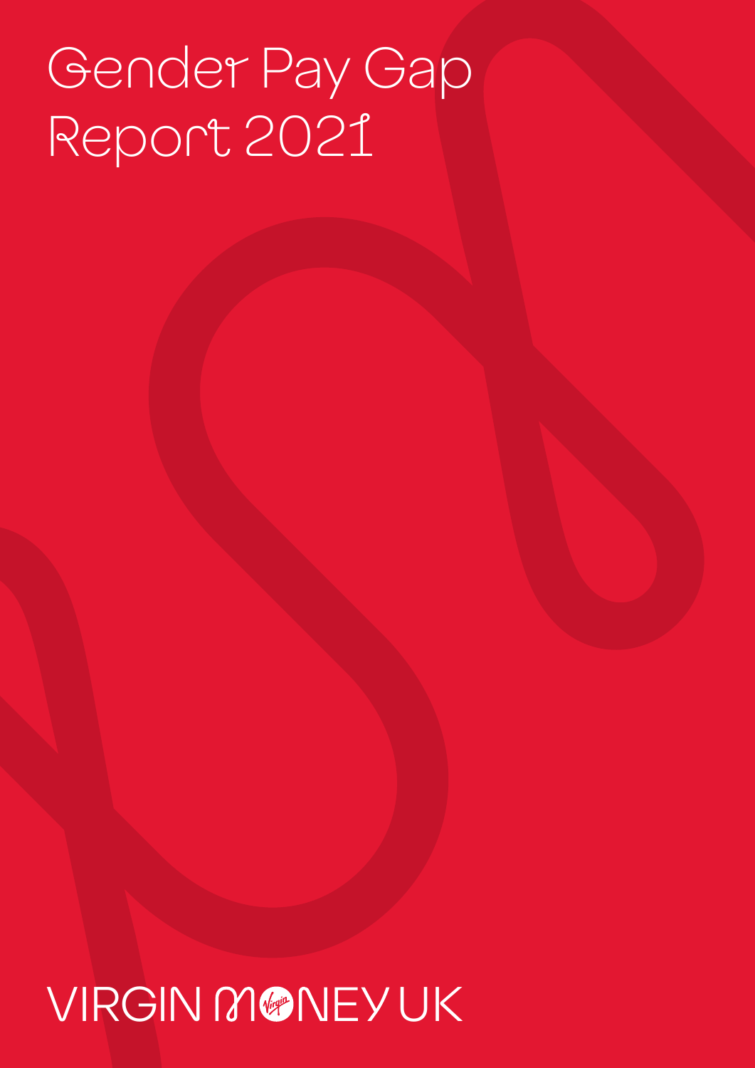# Gender Pay Gap Report 2021

VIRGIN MONEY UK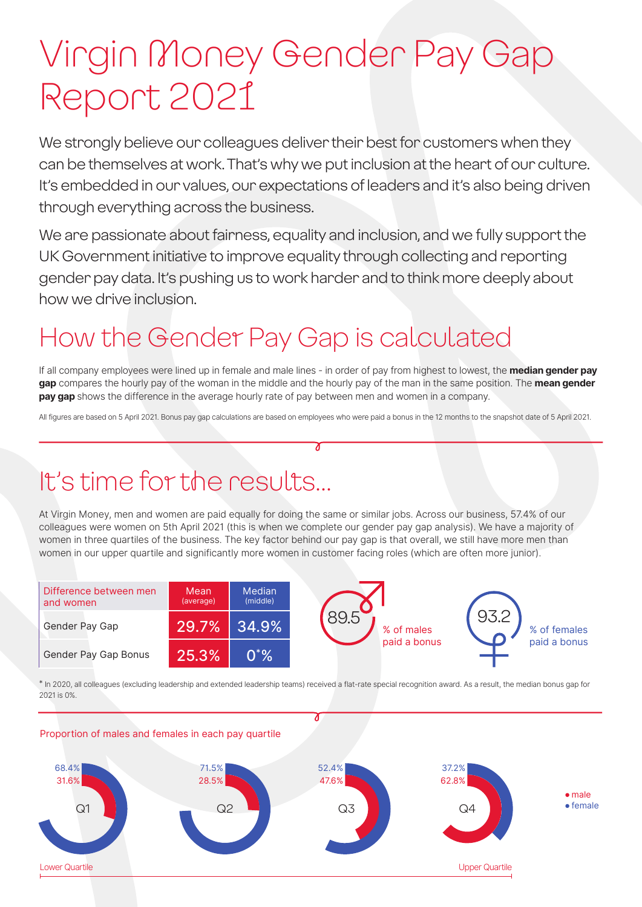# Virgin Money Gender Pay Gap Report 2021

We strongly believe our colleagues deliver their best for customers when they can be themselves at work. That's why we put inclusion at the heart of our culture. It's embedded in our values, our expectations of leaders and it's also being driven through everything across the business.

We are passionate about fairness, equality and inclusion, and we fully support the UK Government initiative to improve equality through collecting and reporting gender pay data. It's pushing us to work harder and to think more deeply about how we drive inclusion.

## How the Gender Pay Gap is calculated

If all company employees were lined up in female and male lines - in order of pay from highest to lowest, the **median gender pay gap** compares the hourly pay of the woman in the middle and the hourly pay of the man in the same position. The **mean gender pay gap** shows the difference in the average hourly rate of pay between men and women in a company.

All figures are based on 5 April 2021. Bonus pay gap calculations are based on employees who were paid a bonus in the 12 months to the snapshot date of 5 April 2021.

## It's time for the results...

At Virgin Money, men and women are paid equally for doing the same or similar jobs. Across our business, 57.4% of our colleagues were women on 5th April 2021 (this is when we complete our gender pay gap analysis). We have a majority of women in three quartiles of the business. The key factor behind our pay gap is that overall, we still have more men than women in our upper quartile and significantly more women in customer facing roles (which are often more junior).

| Difference between men and women | Mean (average) | Median (middle) |
|---|---|---|
| Gender Pay Gap | 29.7% | 34.9% |
| Gender Pay Gap Bonus | 25.3% | 0*% |

89.5 % of males paid a bonus

93.2 % of females paid a bonus

\* In 2020, all colleagues (excluding leadership and extended leadership teams) received a flat-rate special recognition award. As a result, the median bonus gap for 2021 is 0%.

### Proportion of males and females in each pay quartile

| Quartile | Male | Female |
|---|---|---|
| Q1 (Lower Quartile) | 68.4% | 31.6% |
| Q2 | 71.5% | 28.5% |
| Q3 | 52.4% | 47.6% |
| Q4 (Upper Quartile) | 37.2% | 62.8% |

• male
• female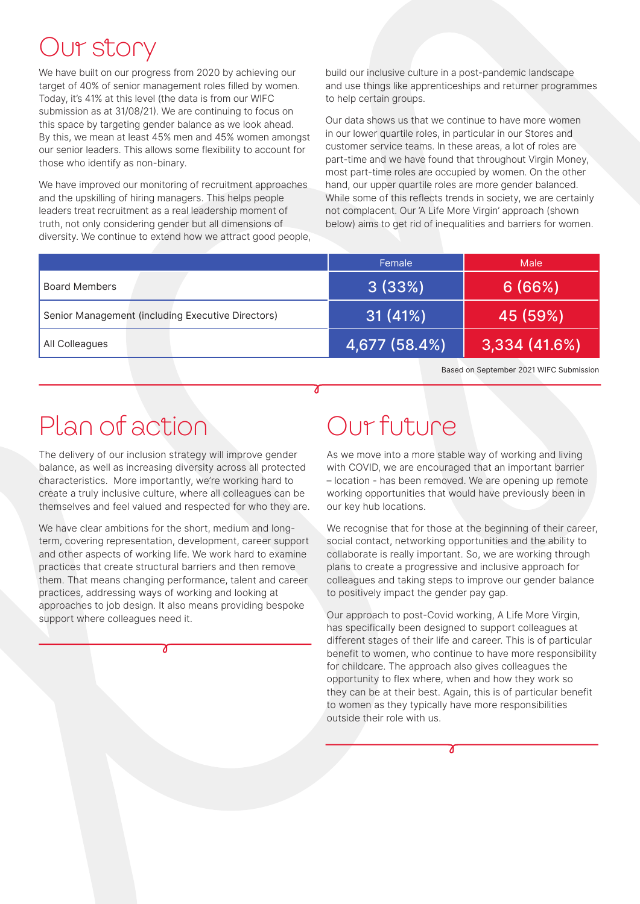# Our story

We have built on our progress from 2020 by achieving our target of 40% of senior management roles filled by women. Today, it's 41% at this level (the data is from our WIFC submission as at 31/08/21). We are continuing to focus on this space by targeting gender balance as we look ahead. By this, we mean at least 45% men and 45% women amongst our senior leaders. This allows some flexibility to account for those who identify as non-binary.

We have improved our monitoring of recruitment approaches and the upskilling of hiring managers. This helps people leaders treat recruitment as a real leadership moment of truth, not only considering gender but all dimensions of diversity. We continue to extend how we attract good people, build our inclusive culture in a post-pandemic landscape and use things like apprenticeships and returner programmes to help certain groups.

Our data shows us that we continue to have more women in our lower quartile roles, in particular in our Stores and customer service teams. In these areas, a lot of roles are part-time and we have found that throughout Virgin Money, most part-time roles are occupied by women. On the other hand, our upper quartile roles are more gender balanced. While some of this reflects trends in society, we are certainly not complacent. Our 'A Life More Virgin' approach (shown below) aims to get rid of inequalities and barriers for women.

| | Female | Male |
|---|---|---|
| Board Members | 3 (33%) | 6 (66%) |
| Senior Management (including Executive Directors) | 31 (41%) | 45 (59%) |
| All Colleagues | 4,677 (58.4%) | 3,334 (41.6%) |

Based on September 2021 WIFC Submission

# Plan of action

The delivery of our inclusion strategy will improve gender balance, as well as increasing diversity across all protected characteristics. More importantly, we're working hard to create a truly inclusive culture, where all colleagues can be themselves and feel valued and respected for who they are.

We have clear ambitions for the short, medium and long-term, covering representation, development, career support and other aspects of working life. We work hard to examine practices that create structural barriers and then remove them. That means changing performance, talent and career practices, addressing ways of working and looking at approaches to job design. It also means providing bespoke support where colleagues need it.

# Our future

As we move into a more stable way of working and living with COVID, we are encouraged that an important barrier – location - has been removed. We are opening up remote working opportunities that would have previously been in our key hub locations.

We recognise that for those at the beginning of their career, social contact, networking opportunities and the ability to collaborate is really important. So, we are working through plans to create a progressive and inclusive approach for colleagues and taking steps to improve our gender balance to positively impact the gender pay gap.

Our approach to post-Covid working, A Life More Virgin, has specifically been designed to support colleagues at different stages of their life and career. This is of particular benefit to women, who continue to have more responsibility for childcare. The approach also gives colleagues the opportunity to flex where, when and how they work so they can be at their best. Again, this is of particular benefit to women as they typically have more responsibilities outside their role with us.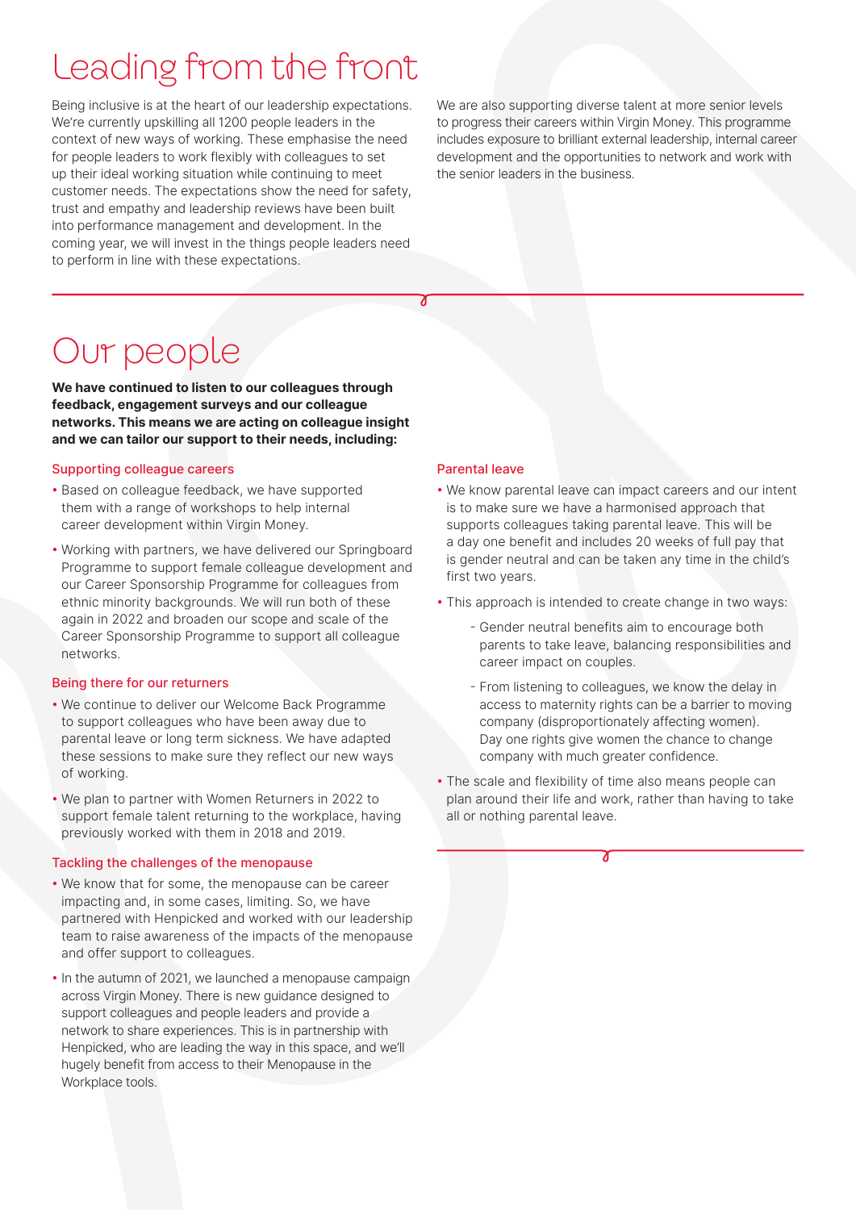# Leading from the front

Being inclusive is at the heart of our leadership expectations. We're currently upskilling all 1200 people leaders in the context of new ways of working. These emphasise the need for people leaders to work flexibly with colleagues to set up their ideal working situation while continuing to meet customer needs. The expectations show the need for safety, trust and empathy and leadership reviews have been built into performance management and development. In the coming year, we will invest in the things people leaders need to perform in line with these expectations.

We are also supporting diverse talent at more senior levels to progress their careers within Virgin Money. This programme includes exposure to brilliant external leadership, internal career development and the opportunities to network and work with the senior leaders in the business.

# Our people

**We have continued to listen to our colleagues through feedback, engagement surveys and our colleague networks. This means we are acting on colleague insight and we can tailor our support to their needs, including:**

### Supporting colleague careers

- Based on colleague feedback, we have supported them with a range of workshops to help internal career development within Virgin Money.
- Working with partners, we have delivered our Springboard Programme to support female colleague development and our Career Sponsorship Programme for colleagues from ethnic minority backgrounds. We will run both of these again in 2022 and broaden our scope and scale of the Career Sponsorship Programme to support all colleague networks.

### Being there for our returners

- We continue to deliver our Welcome Back Programme to support colleagues who have been away due to parental leave or long term sickness. We have adapted these sessions to make sure they reflect our new ways of working.
- We plan to partner with Women Returners in 2022 to support female talent returning to the workplace, having previously worked with them in 2018 and 2019.

### Tackling the challenges of the menopause

- We know that for some, the menopause can be career impacting and, in some cases, limiting. So, we have partnered with Henpicked and worked with our leadership team to raise awareness of the impacts of the menopause and offer support to colleagues.
- In the autumn of 2021, we launched a menopause campaign across Virgin Money. There is new guidance designed to support colleagues and people leaders and provide a network to share experiences. This is in partnership with Henpicked, who are leading the way in this space, and we'll hugely benefit from access to their Menopause in the Workplace tools.

### Parental leave

- We know parental leave can impact careers and our intent is to make sure we have a harmonised approach that supports colleagues taking parental leave. This will be a day one benefit and includes 20 weeks of full pay that is gender neutral and can be taken any time in the child's first two years.
- This approach is intended to create change in two ways:
  - Gender neutral benefits aim to encourage both parents to take leave, balancing responsibilities and career impact on couples.
  - From listening to colleagues, we know the delay in access to maternity rights can be a barrier to moving company (disproportionately affecting women). Day one rights give women the chance to change company with much greater confidence.
- The scale and flexibility of time also means people can plan around their life and work, rather than having to take all or nothing parental leave.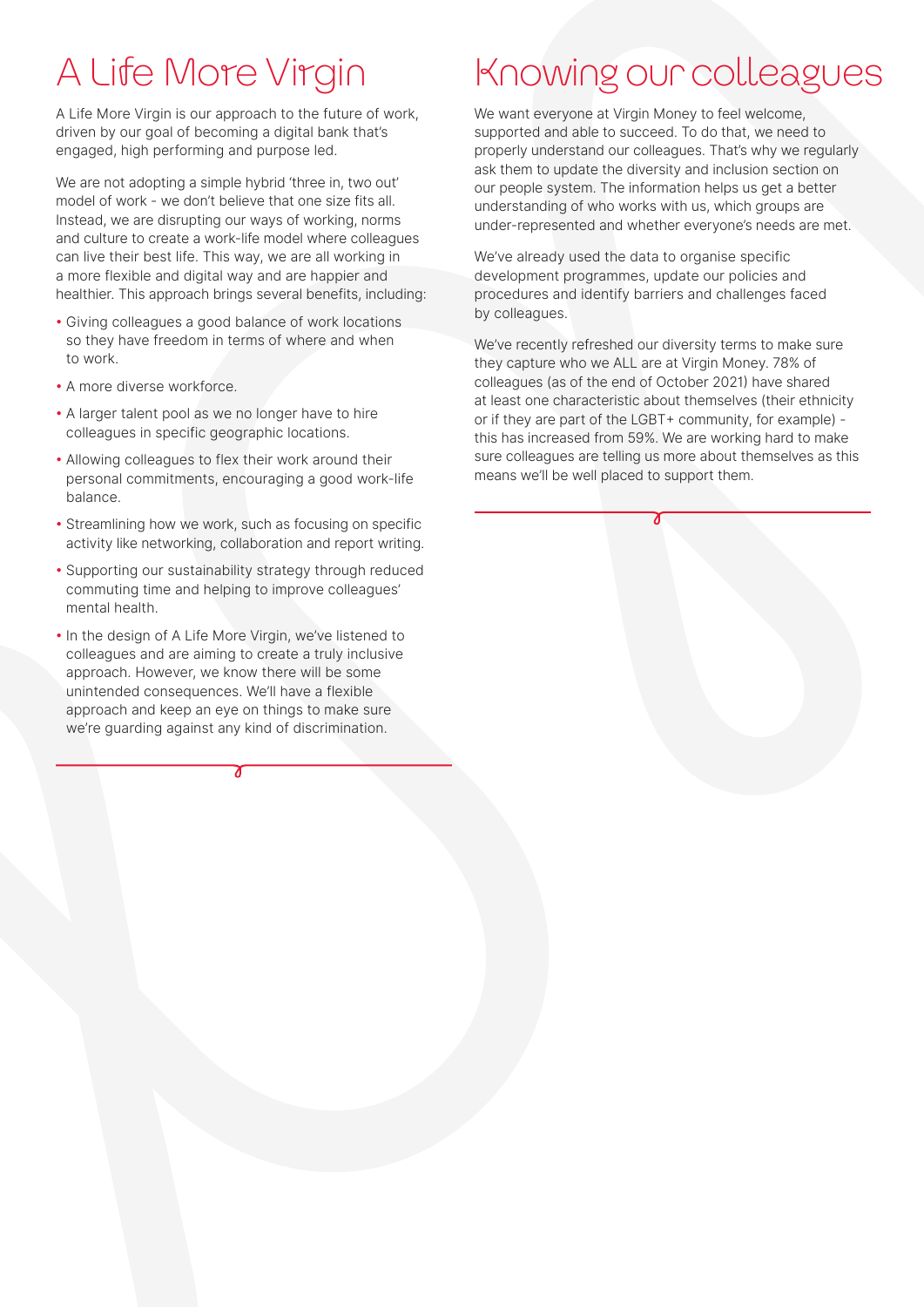# A Life More Virgin

A Life More Virgin is our approach to the future of work, driven by our goal of becoming a digital bank that's engaged, high performing and purpose led.

We are not adopting a simple hybrid 'three in, two out' model of work - we don't believe that one size fits all. Instead, we are disrupting our ways of working, norms and culture to create a work-life model where colleagues can live their best life. This way, we are all working in a more flexible and digital way and are happier and healthier. This approach brings several benefits, including:

- Giving colleagues a good balance of work locations so they have freedom in terms of where and when to work.
- A more diverse workforce.
- A larger talent pool as we no longer have to hire colleagues in specific geographic locations.
- Allowing colleagues to flex their work around their personal commitments, encouraging a good work-life balance.
- Streamlining how we work, such as focusing on specific activity like networking, collaboration and report writing.
- Supporting our sustainability strategy through reduced commuting time and helping to improve colleagues' mental health.
- In the design of A Life More Virgin, we've listened to colleagues and are aiming to create a truly inclusive approach. However, we know there will be some unintended consequences. We'll have a flexible approach and keep an eye on things to make sure we're guarding against any kind of discrimination.

# Knowing our colleagues

We want everyone at Virgin Money to feel welcome, supported and able to succeed. To do that, we need to properly understand our colleagues. That's why we regularly ask them to update the diversity and inclusion section on our people system. The information helps us get a better understanding of who works with us, which groups are under-represented and whether everyone's needs are met.

We've already used the data to organise specific development programmes, update our policies and procedures and identify barriers and challenges faced by colleagues.

We've recently refreshed our diversity terms to make sure they capture who we ALL are at Virgin Money. 78% of colleagues (as of the end of October 2021) have shared at least one characteristic about themselves (their ethnicity or if they are part of the LGBT+ community, for example) - this has increased from 59%. We are working hard to make sure colleagues are telling us more about themselves as this means we'll be well placed to support them.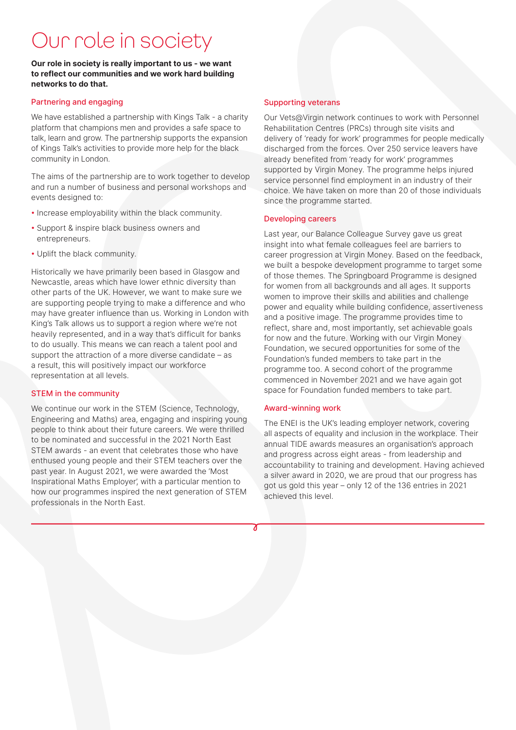# Our role in society

**Our role in society is really important to us - we want to reflect our communities and we work hard building networks to do that.**

## Partnering and engaging

We have established a partnership with Kings Talk - a charity platform that champions men and provides a safe space to talk, learn and grow. The partnership supports the expansion of Kings Talk's activities to provide more help for the black community in London.

The aims of the partnership are to work together to develop and run a number of business and personal workshops and events designed to:

- Increase employability within the black community.
- Support & inspire black business owners and entrepreneurs.
- Uplift the black community.

Historically we have primarily been based in Glasgow and Newcastle, areas which have lower ethnic diversity than other parts of the UK. However, we want to make sure we are supporting people trying to make a difference and who may have greater influence than us. Working in London with King's Talk allows us to support a region where we're not heavily represented, and in a way that's difficult for banks to do usually. This means we can reach a talent pool and support the attraction of a more diverse candidate – as a result, this will positively impact our workforce representation at all levels.

## STEM in the community

We continue our work in the STEM (Science, Technology, Engineering and Maths) area, engaging and inspiring young people to think about their future careers. We were thrilled to be nominated and successful in the 2021 North East STEM awards - an event that celebrates those who have enthused young people and their STEM teachers over the past year. In August 2021, we were awarded the 'Most Inspirational Maths Employer', with a particular mention to how our programmes inspired the next generation of STEM professionals in the North East.

## Supporting veterans

Our Vets@Virgin network continues to work with Personnel Rehabilitation Centres (PRCs) through site visits and delivery of 'ready for work' programmes for people medically discharged from the forces. Over 250 service leavers have already benefited from 'ready for work' programmes supported by Virgin Money. The programme helps injured service personnel find employment in an industry of their choice. We have taken on more than 20 of those individuals since the programme started.

## Developing careers

Last year, our Balance Colleague Survey gave us great insight into what female colleagues feel are barriers to career progression at Virgin Money. Based on the feedback, we built a bespoke development programme to target some of those themes. The Springboard Programme is designed for women from all backgrounds and all ages. It supports women to improve their skills and abilities and challenge power and equality while building confidence, assertiveness and a positive image. The programme provides time to reflect, share and, most importantly, set achievable goals for now and the future. Working with our Virgin Money Foundation, we secured opportunities for some of the Foundation's funded members to take part in the programme too. A second cohort of the programme commenced in November 2021 and we have again got space for Foundation funded members to take part.

## Award-winning work

The ENEI is the UK's leading employer network, covering all aspects of equality and inclusion in the workplace. Their annual TIDE awards measures an organisation's approach and progress across eight areas - from leadership and accountability to training and development. Having achieved a silver award in 2020, we are proud that our progress has got us gold this year – only 12 of the 136 entries in 2021 achieved this level.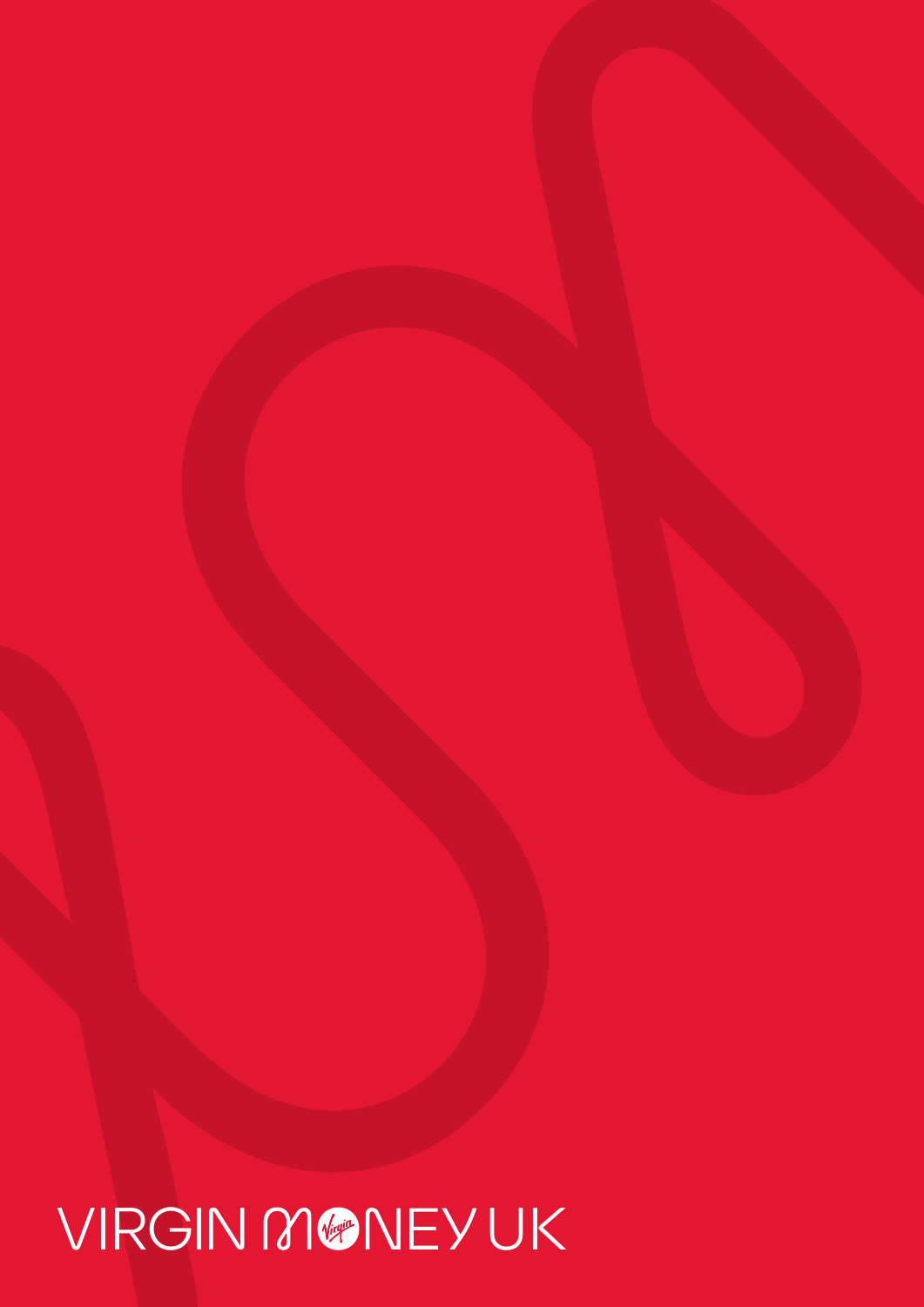VIRGIN MONEY UK